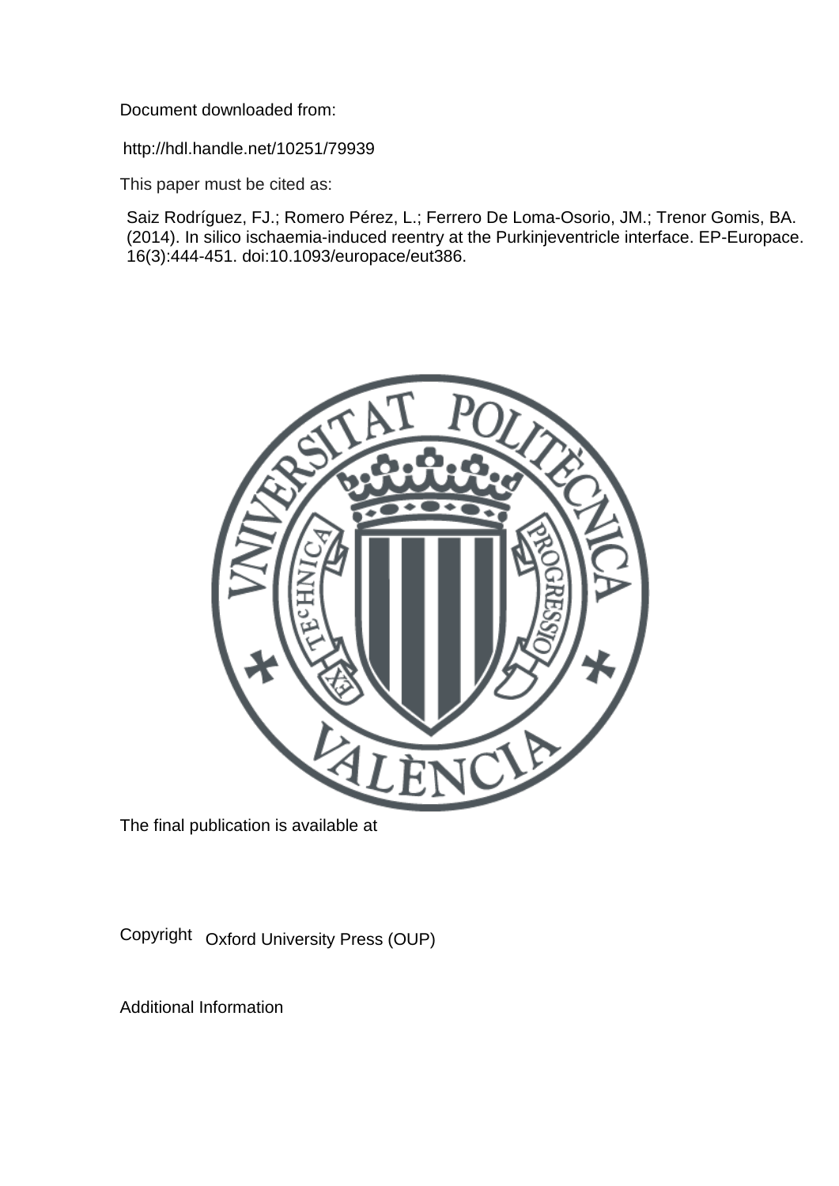Document downloaded from:

http://hdl.handle.net/10251/79939

This paper must be cited as:

Saiz Rodríguez, FJ.; Romero Pérez, L.; Ferrero De Loma-Osorio, JM.; Trenor Gomis, BA. (2014). In silico ischaemia-induced reentry at the Purkinjeventricle interface. EP-Europace. 16(3):444-451. doi:10.1093/europace/eut386.

The final publication is available at

Copyright Oxford University Press (OUP)

Additional Information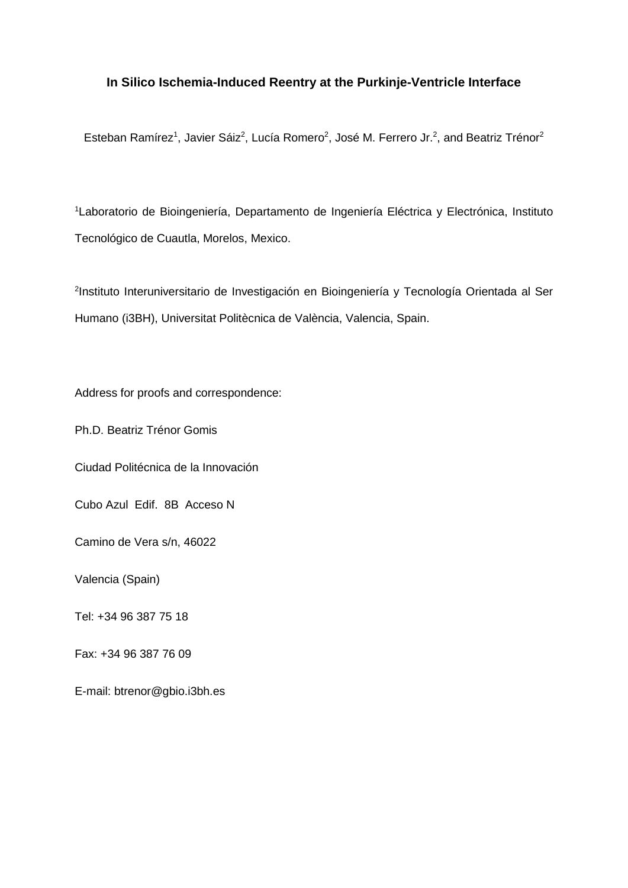**In Silico Ischemia-Induced Reentry at the Purkinje-Ventricle Interface**

Esteban Ramírez[1], Javier Sáiz[2], Lucía Romero[2], José M. Ferrero Jr.[2], and Beatriz Trénor[2]

[1]Laboratorio de Bioingeniería, Departamento de Ingeniería Eléctrica y Electrónica, Instituto Tecnológico de Cuautla, Morelos, Mexico.

[2]Instituto Interuniversitario de Investigación en Bioingeniería y Tecnología Orientada al Ser Humano (i3BH), Universitat Politècnica de València, Valencia, Spain.

Address for proofs and correspondence:

Ph.D. Beatriz Trénor Gomis

Ciudad Politécnica de la Innovación

Cubo Azul Edif. 8B Acceso N

Camino de Vera s/n, 46022

Valencia (Spain)

Tel: +34 96 387 75 18

Fax: +34 96 387 76 09

E-mail: btrenor@gbio.i3bh.es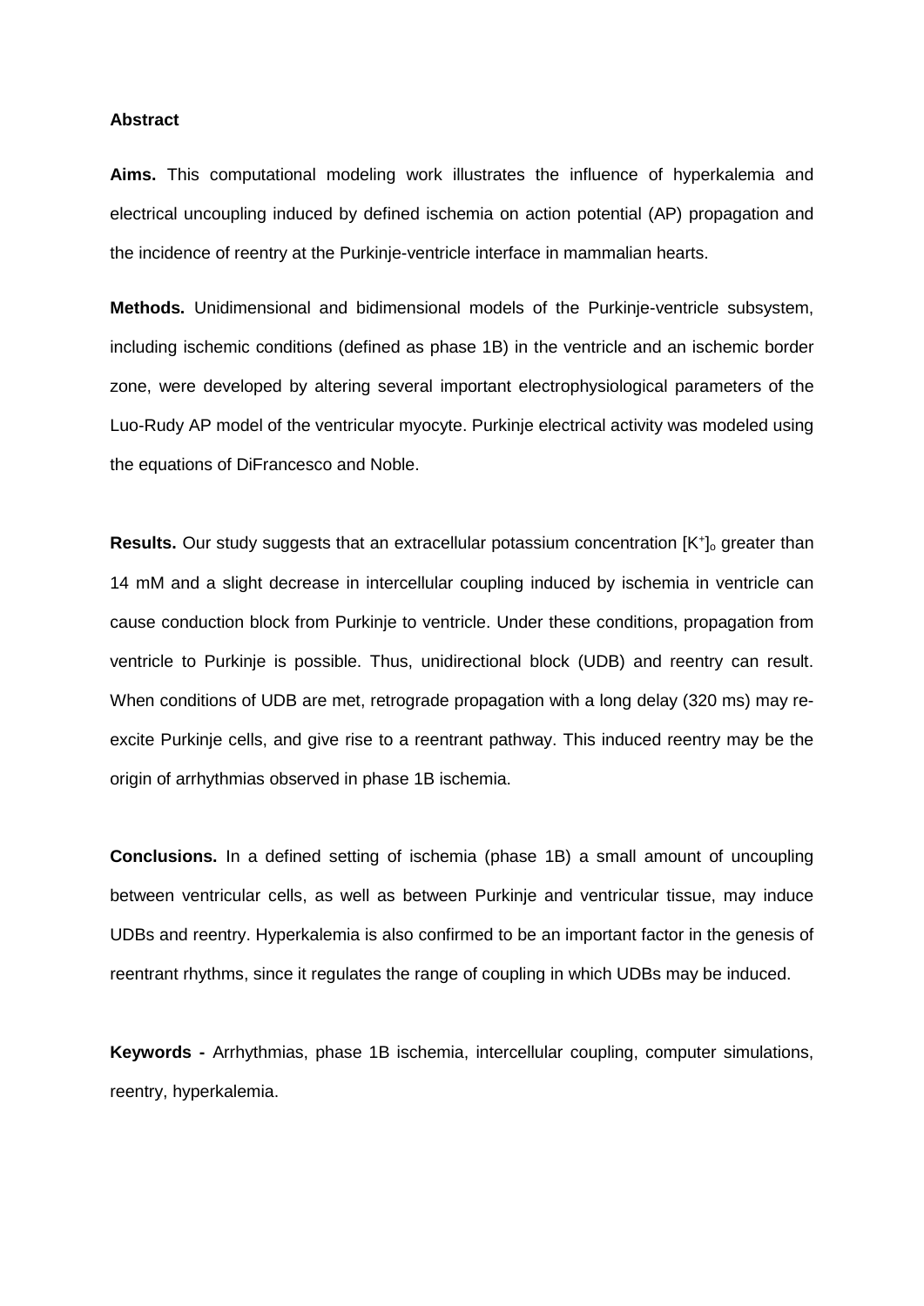**Abstract**

**Aims.** This computational modeling work illustrates the influence of hyperkalemia and electrical uncoupling induced by defined ischemia on action potential (AP) propagation and the incidence of reentry at the Purkinje-ventricle interface in mammalian hearts.

**Methods.** Unidimensional and bidimensional models of the Purkinje-ventricle subsystem, including ischemic conditions (defined as phase 1B) in the ventricle and an ischemic border zone, were developed by altering several important electrophysiological parameters of the Luo-Rudy AP model of the ventricular myocyte. Purkinje electrical activity was modeled using the equations of DiFrancesco and Noble.

**Results.** Our study suggests that an extracellular potassium concentration $[K^+]_o$ greater than 14 mM and a slight decrease in intercellular coupling induced by ischemia in ventricle can cause conduction block from Purkinje to ventricle. Under these conditions, propagation from ventricle to Purkinje is possible. Thus, unidirectional block (UDB) and reentry can result. When conditions of UDB are met, retrograde propagation with a long delay (320 ms) may re-excite Purkinje cells, and give rise to a reentrant pathway. This induced reentry may be the origin of arrhythmias observed in phase 1B ischemia.

**Conclusions.** In a defined setting of ischemia (phase 1B) a small amount of uncoupling between ventricular cells, as well as between Purkinje and ventricular tissue, may induce UDBs and reentry. Hyperkalemia is also confirmed to be an important factor in the genesis of reentrant rhythms, since it regulates the range of coupling in which UDBs may be induced.

**Keywords -** Arrhythmias, phase 1B ischemia, intercellular coupling, computer simulations, reentry, hyperkalemia.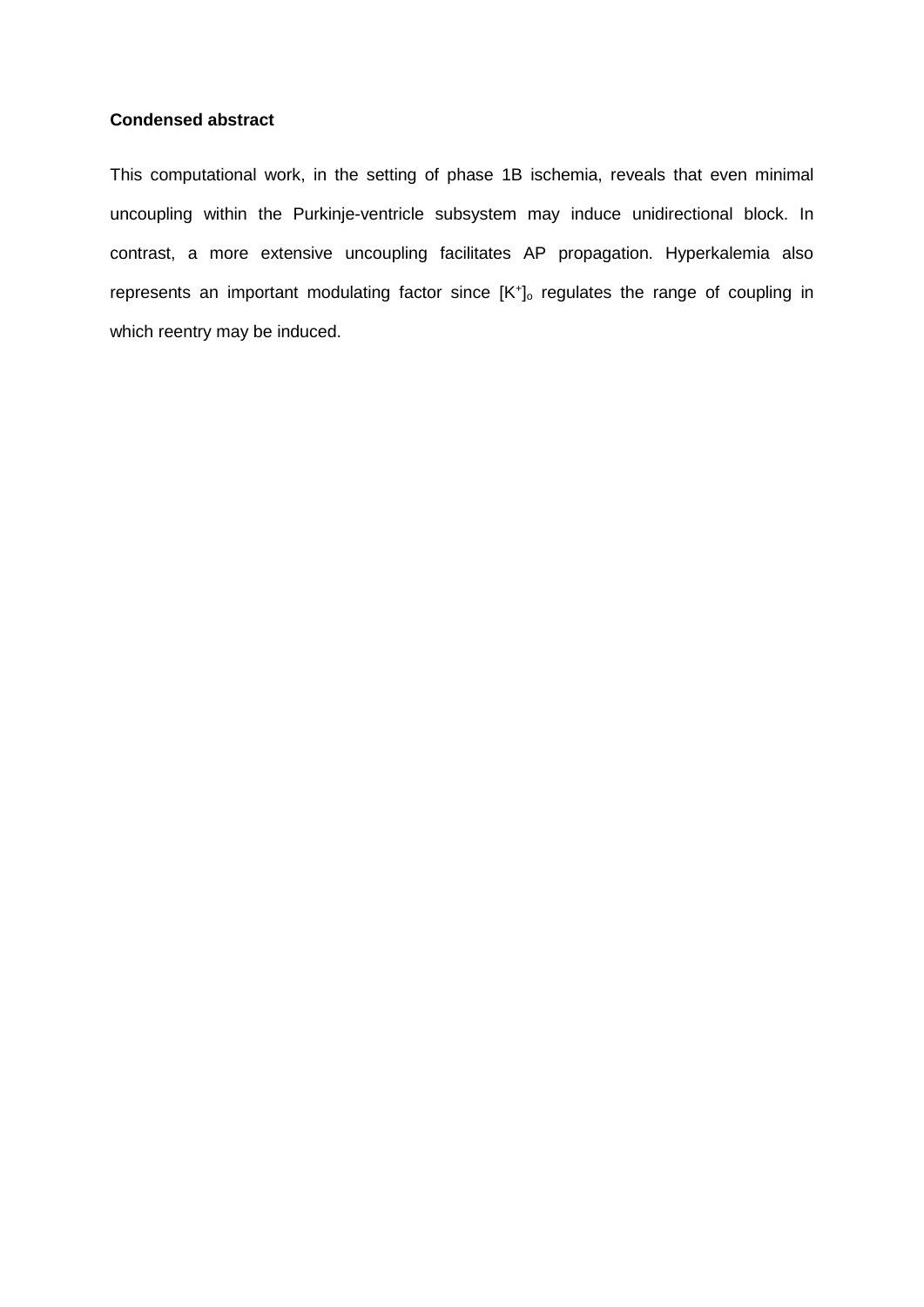**Condensed abstract**

This computational work, in the setting of phase 1B ischemia, reveals that even minimal uncoupling within the Purkinje-ventricle subsystem may induce unidirectional block. In contrast, a more extensive uncoupling facilitates AP propagation. Hyperkalemia also represents an important modulating factor since $[K^+]_o$ regulates the range of coupling in which reentry may be induced.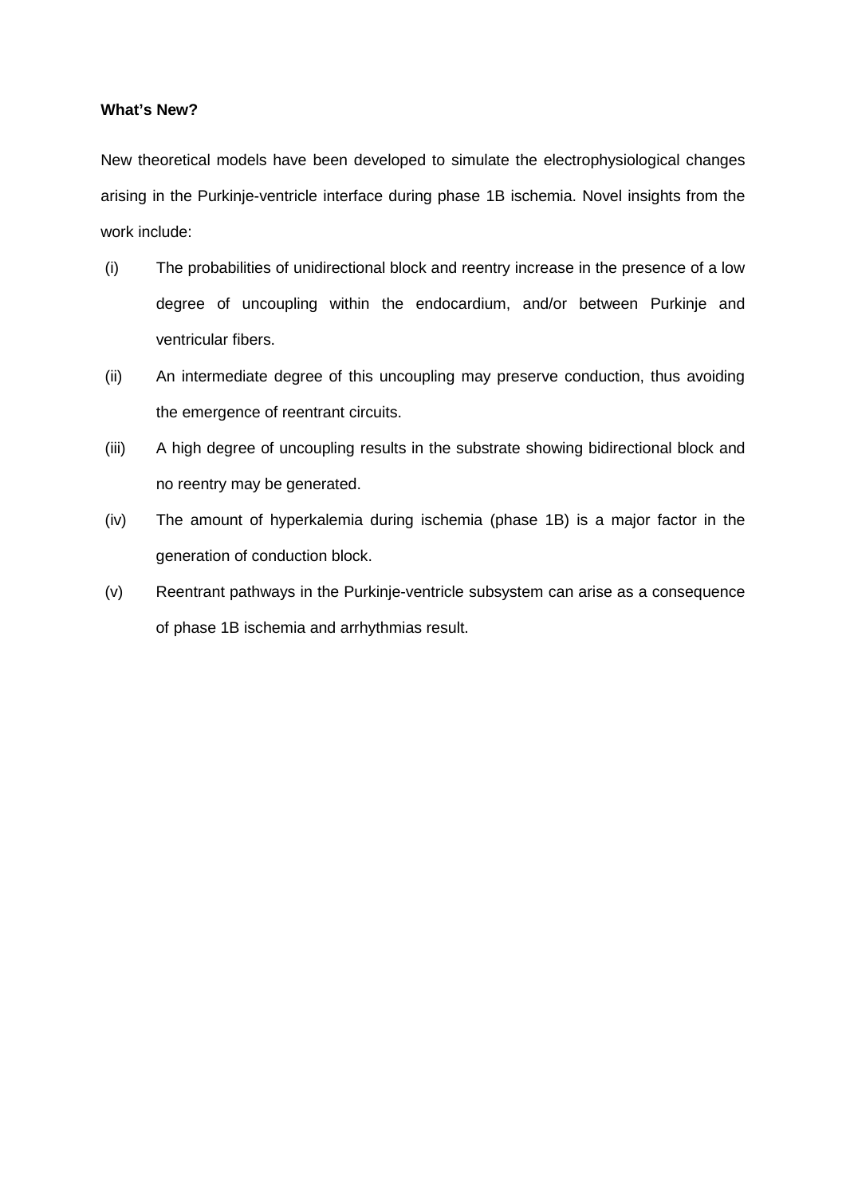**What's New?**

New theoretical models have been developed to simulate the electrophysiological changes arising in the Purkinje-ventricle interface during phase 1B ischemia. Novel insights from the work include:

(i) The probabilities of unidirectional block and reentry increase in the presence of a low degree of uncoupling within the endocardium, and/or between Purkinje and ventricular fibers.

(ii) An intermediate degree of this uncoupling may preserve conduction, thus avoiding the emergence of reentrant circuits.

(iii) A high degree of uncoupling results in the substrate showing bidirectional block and no reentry may be generated.

(iv) The amount of hyperkalemia during ischemia (phase 1B) is a major factor in the generation of conduction block.

(v) Reentrant pathways in the Purkinje-ventricle subsystem can arise as a consequence of phase 1B ischemia and arrhythmias result.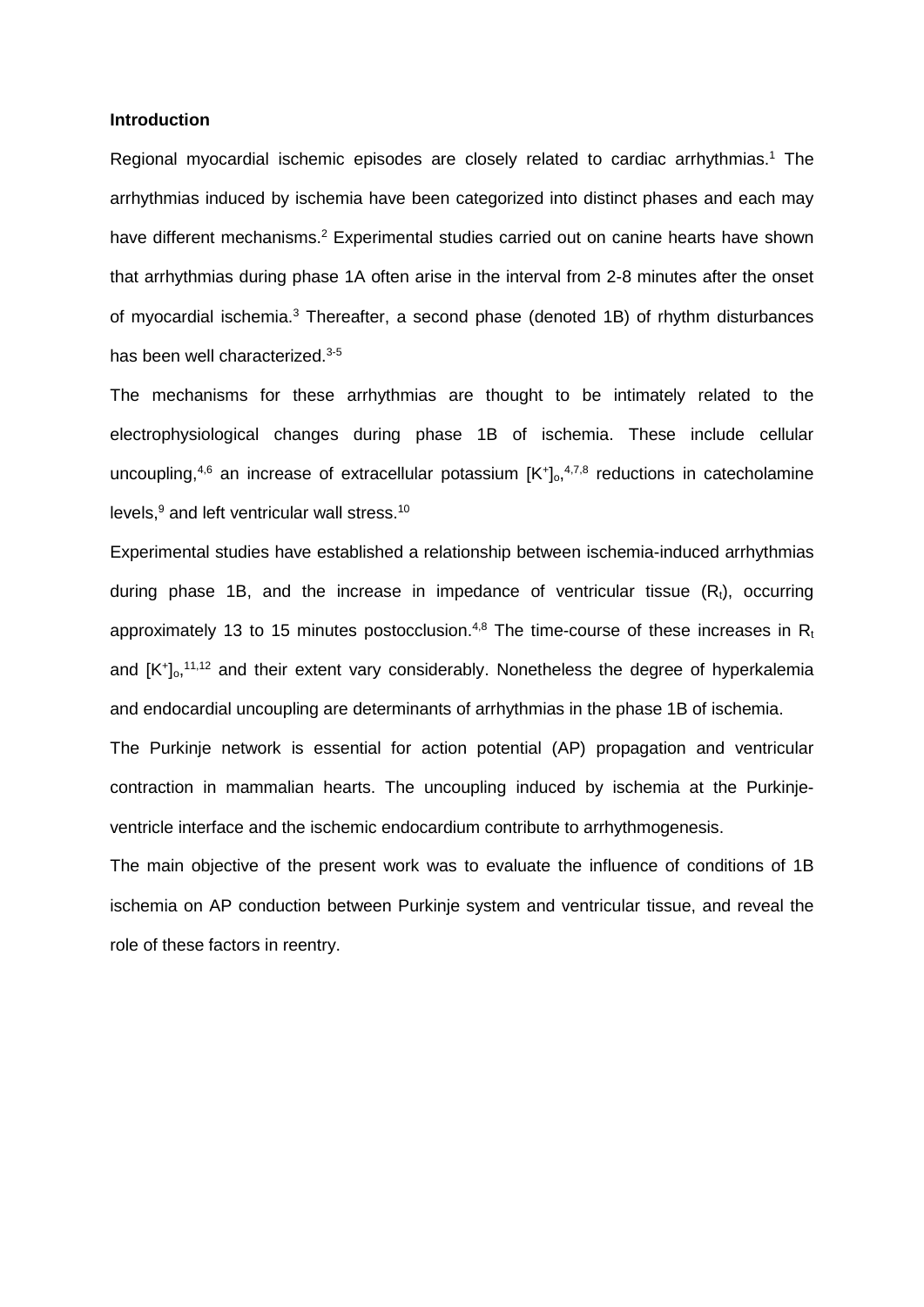**Introduction**

Regional myocardial ischemic episodes are closely related to cardiac arrhythmias.[1] The arrhythmias induced by ischemia have been categorized into distinct phases and each may have different mechanisms.[2] Experimental studies carried out on canine hearts have shown that arrhythmias during phase 1A often arise in the interval from 2-8 minutes after the onset of myocardial ischemia.[3] Thereafter, a second phase (denoted 1B) of rhythm disturbances has been well characterized.[3-5]

The mechanisms for these arrhythmias are thought to be intimately related to the electrophysiological changes during phase 1B of ischemia. These include cellular uncoupling,[4,6] an increase of extracellular potassium $[K^+]_o$,[4,7,8] reductions in catecholamine levels,[9] and left ventricular wall stress.[10]

Experimental studies have established a relationship between ischemia-induced arrhythmias during phase 1B, and the increase in impedance of ventricular tissue ($R_t$), occurring approximately 13 to 15 minutes postocclusion.[4,8] The time-course of these increases in $R_t$ and $[K^+]_o$,[11,12] and their extent vary considerably. Nonetheless the degree of hyperkalemia and endocardial uncoupling are determinants of arrhythmias in the phase 1B of ischemia.

The Purkinje network is essential for action potential (AP) propagation and ventricular contraction in mammalian hearts. The uncoupling induced by ischemia at the Purkinje-ventricle interface and the ischemic endocardium contribute to arrhythmogenesis.

The main objective of the present work was to evaluate the influence of conditions of 1B ischemia on AP conduction between Purkinje system and ventricular tissue, and reveal the role of these factors in reentry.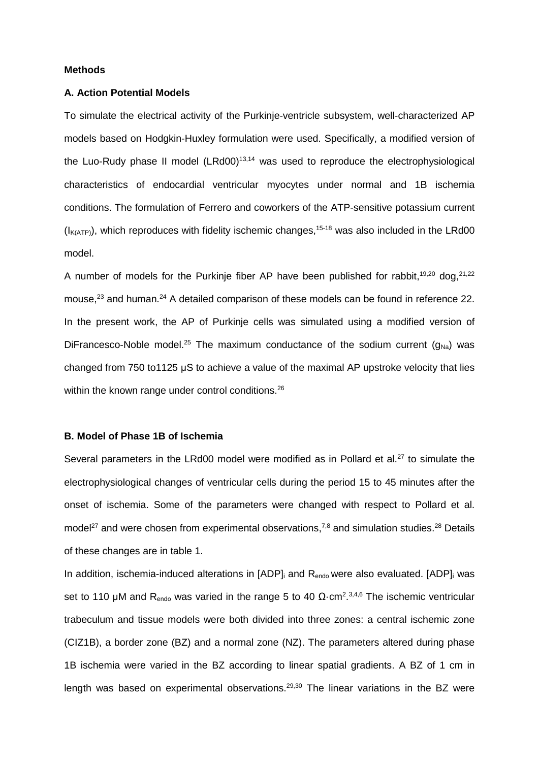**Methods**

**A. Action Potential Models**

To simulate the electrical activity of the Purkinje-ventricle subsystem, well-characterized AP models based on Hodgkin-Huxley formulation were used. Specifically, a modified version of the Luo-Rudy phase II model (LRd00)[13,14] was used to reproduce the electrophysiological characteristics of endocardial ventricular myocytes under normal and 1B ischemia conditions. The formulation of Ferrero and coworkers of the ATP-sensitive potassium current ($I_{K(ATP)}$), which reproduces with fidelity ischemic changes,[15-18] was also included in the LRd00 model.

A number of models for the Purkinje fiber AP have been published for rabbit,[19,20] dog,[21,22] mouse,[23] and human.[24] A detailed comparison of these models can be found in reference 22. In the present work, the AP of Purkinje cells was simulated using a modified version of DiFrancesco-Noble model.[25] The maximum conductance of the sodium current ($g_{Na}$) was changed from 750 to1125 µS to achieve a value of the maximal AP upstroke velocity that lies within the known range under control conditions.[26]

**B. Model of Phase 1B of Ischemia**

Several parameters in the LRd00 model were modified as in Pollard et al.[27] to simulate the electrophysiological changes of ventricular cells during the period 15 to 45 minutes after the onset of ischemia. Some of the parameters were changed with respect to Pollard et al. model[27] and were chosen from experimental observations,[7,8] and simulation studies.[28] Details of these changes are in table 1.

In addition, ischemia-induced alterations in $[ADP]_i$ and $R_{endo}$ were also evaluated. $[ADP]_i$ was set to 110 µM and $R_{endo}$ was varied in the range 5 to 40 $\Omega \cdot cm^2$.[3,4,6] The ischemic ventricular trabeculum and tissue models were both divided into three zones: a central ischemic zone (CIZ1B), a border zone (BZ) and a normal zone (NZ). The parameters altered during phase 1B ischemia were varied in the BZ according to linear spatial gradients. A BZ of 1 cm in length was based on experimental observations.[29,30] The linear variations in the BZ were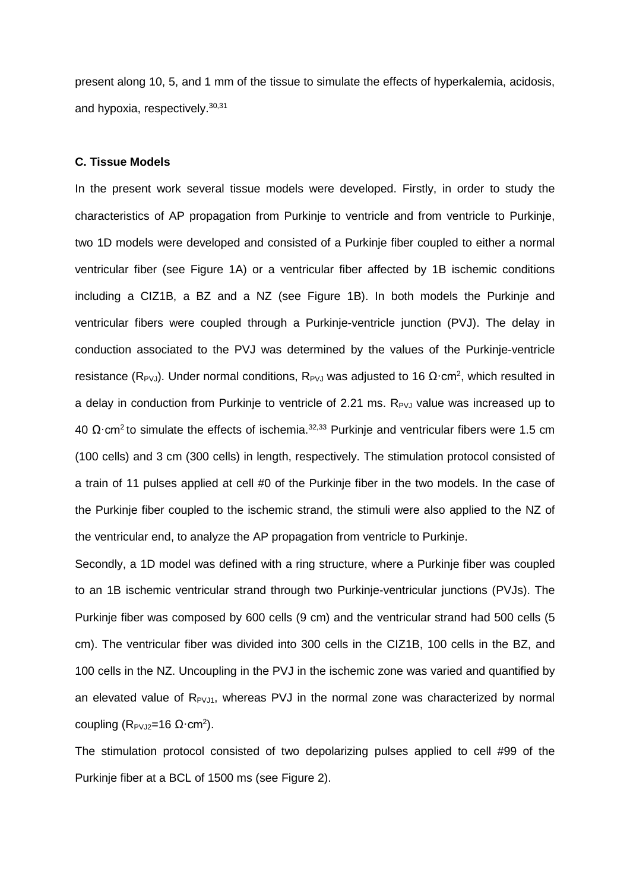present along 10, 5, and 1 mm of the tissue to simulate the effects of hyperkalemia, acidosis, and hypoxia, respectively.[30,31]

### C. Tissue Models

In the present work several tissue models were developed. Firstly, in order to study the characteristics of AP propagation from Purkinje to ventricle and from ventricle to Purkinje, two 1D models were developed and consisted of a Purkinje fiber coupled to either a normal ventricular fiber (see Figure 1A) or a ventricular fiber affected by 1B ischemic conditions including a CIZ1B, a BZ and a NZ (see Figure 1B). In both models the Purkinje and ventricular fibers were coupled through a Purkinje-ventricle junction (PVJ). The delay in conduction associated to the PVJ was determined by the values of the Purkinje-ventricle resistance ($R_{PVJ}$). Under normal conditions, $R_{PVJ}$ was adjusted to 16 $\Omega\cdot cm^2$, which resulted in a delay in conduction from Purkinje to ventricle of 2.21 ms. $R_{PVJ}$ value was increased up to 40 $\Omega\cdot cm^2$ to simulate the effects of ischemia.[32,33] Purkinje and ventricular fibers were 1.5 cm (100 cells) and 3 cm (300 cells) in length, respectively. The stimulation protocol consisted of a train of 11 pulses applied at cell #0 of the Purkinje fiber in the two models. In the case of the Purkinje fiber coupled to the ischemic strand, the stimuli were also applied to the NZ of the ventricular end, to analyze the AP propagation from ventricle to Purkinje.

Secondly, a 1D model was defined with a ring structure, where a Purkinje fiber was coupled to an 1B ischemic ventricular strand through two Purkinje-ventricular junctions (PVJs). The Purkinje fiber was composed by 600 cells (9 cm) and the ventricular strand had 500 cells (5 cm). The ventricular fiber was divided into 300 cells in the CIZ1B, 100 cells in the BZ, and 100 cells in the NZ. Uncoupling in the PVJ in the ischemic zone was varied and quantified by an elevated value of $R_{PVJ1}$, whereas PVJ in the normal zone was characterized by normal coupling ($R_{PVJ2}$=16 $\Omega\cdot cm^2$).

The stimulation protocol consisted of two depolarizing pulses applied to cell #99 of the Purkinje fiber at a BCL of 1500 ms (see Figure 2).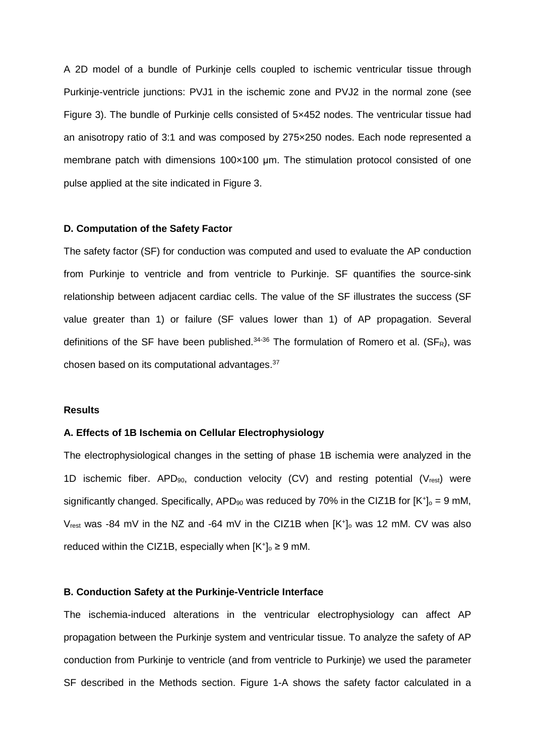A 2D model of a bundle of Purkinje cells coupled to ischemic ventricular tissue through Purkinje-ventricle junctions: PVJ1 in the ischemic zone and PVJ2 in the normal zone (see Figure 3). The bundle of Purkinje cells consisted of 5×452 nodes. The ventricular tissue had an anisotropy ratio of 3:1 and was composed by 275×250 nodes. Each node represented a membrane patch with dimensions 100×100 μm. The stimulation protocol consisted of one pulse applied at the site indicated in Figure 3.

### D. Computation of the Safety Factor

The safety factor (SF) for conduction was computed and used to evaluate the AP conduction from Purkinje to ventricle and from ventricle to Purkinje. SF quantifies the source-sink relationship between adjacent cardiac cells. The value of the SF illustrates the success (SF value greater than 1) or failure (SF values lower than 1) of AP propagation. Several definitions of the SF have been published.[34-36] The formulation of Romero et al. ($SF_R$), was chosen based on its computational advantages.[37]

## Results

### A. Effects of 1B Ischemia on Cellular Electrophysiology

The electrophysiological changes in the setting of phase 1B ischemia were analyzed in the 1D ischemic fiber. $APD_{90}$, conduction velocity (CV) and resting potential ($V_{rest}$) were significantly changed. Specifically, $APD_{90}$ was reduced by 70% in the CIZ1B for $[K^+]_o$ = 9 mM, $V_{rest}$ was -84 mV in the NZ and -64 mV in the CIZ1B when $[K^+]_o$ was 12 mM. CV was also reduced within the CIZ1B, especially when $[K^+]_o \geq 9$ mM.

### B. Conduction Safety at the Purkinje-Ventricle Interface

The ischemia-induced alterations in the ventricular electrophysiology can affect AP propagation between the Purkinje system and ventricular tissue. To analyze the safety of AP conduction from Purkinje to ventricle (and from ventricle to Purkinje) we used the parameter SF described in the Methods section. Figure 1-A shows the safety factor calculated in a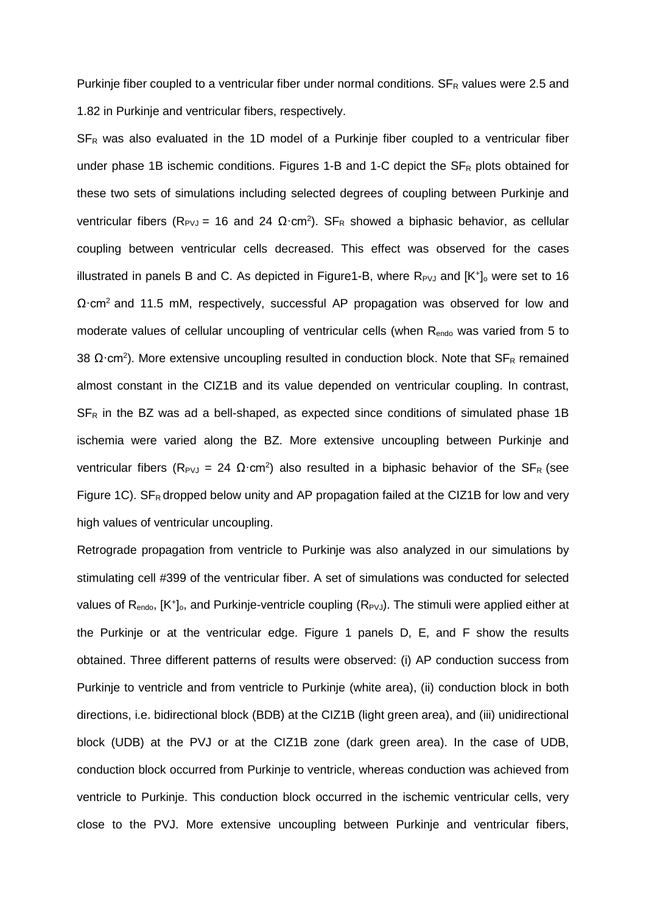Purkinje fiber coupled to a ventricular fiber under normal conditions. $SF_R$ values were 2.5 and 1.82 in Purkinje and ventricular fibers, respectively.

$SF_R$ was also evaluated in the 1D model of a Purkinje fiber coupled to a ventricular fiber under phase 1B ischemic conditions. Figures 1-B and 1-C depict the $SF_R$ plots obtained for these two sets of simulations including selected degrees of coupling between Purkinje and ventricular fibers ($R_{PVJ}$ = 16 and 24 $\Omega \cdot cm^2$). $SF_R$ showed a biphasic behavior, as cellular coupling between ventricular cells decreased. This effect was observed for the cases illustrated in panels B and C. As depicted in Figure1-B, where $R_{PVJ}$ and $[K^+]_o$ were set to 16 $\Omega \cdot cm^2$ and 11.5 mM, respectively, successful AP propagation was observed for low and moderate values of cellular uncoupling of ventricular cells (when $R_{endo}$ was varied from 5 to 38 $\Omega \cdot cm^2$). More extensive uncoupling resulted in conduction block. Note that $SF_R$ remained almost constant in the CIZ1B and its value depended on ventricular coupling. In contrast, $SF_R$ in the BZ was ad a bell-shaped, as expected since conditions of simulated phase 1B ischemia were varied along the BZ. More extensive uncoupling between Purkinje and ventricular fibers ($R_{PVJ}$ = 24 $\Omega \cdot cm^2$) also resulted in a biphasic behavior of the $SF_R$ (see Figure 1C). $SF_R$ dropped below unity and AP propagation failed at the CIZ1B for low and very high values of ventricular uncoupling.

Retrograde propagation from ventricle to Purkinje was also analyzed in our simulations by stimulating cell #399 of the ventricular fiber. A set of simulations was conducted for selected values of $R_{endo}$, $[K^+]_o$, and Purkinje-ventricle coupling ($R_{PVJ}$). The stimuli were applied either at the Purkinje or at the ventricular edge. Figure 1 panels D, E, and F show the results obtained. Three different patterns of results were observed: (i) AP conduction success from Purkinje to ventricle and from ventricle to Purkinje (white area), (ii) conduction block in both directions, i.e. bidirectional block (BDB) at the CIZ1B (light green area), and (iii) unidirectional block (UDB) at the PVJ or at the CIZ1B zone (dark green area). In the case of UDB, conduction block occurred from Purkinje to ventricle, whereas conduction was achieved from ventricle to Purkinje. This conduction block occurred in the ischemic ventricular cells, very close to the PVJ. More extensive uncoupling between Purkinje and ventricular fibers,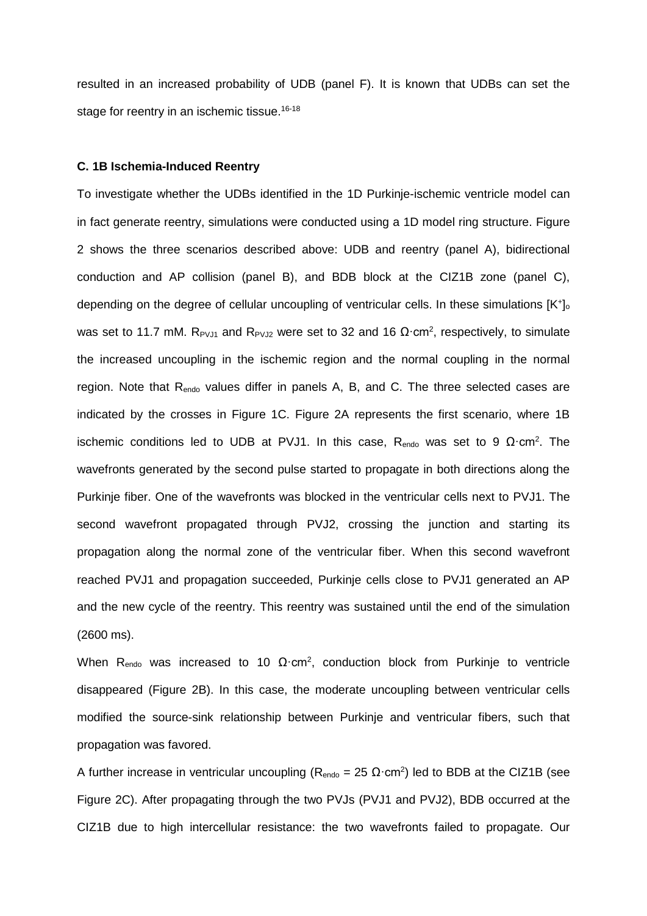resulted in an increased probability of UDB (panel F). It is known that UDBs can set the stage for reentry in an ischemic tissue.[16-18]

**C. 1B Ischemia-Induced Reentry**

To investigate whether the UDBs identified in the 1D Purkinje-ischemic ventricle model can in fact generate reentry, simulations were conducted using a 1D model ring structure. Figure 2 shows the three scenarios described above: UDB and reentry (panel A), bidirectional conduction and AP collision (panel B), and BDB block at the CIZ1B zone (panel C), depending on the degree of cellular uncoupling of ventricular cells. In these simulations $[K^+]_o$ was set to 11.7 mM. $R_{PVJ1}$ and $R_{PVJ2}$ were set to 32 and 16 $\Omega \cdot cm^2$, respectively, to simulate the increased uncoupling in the ischemic region and the normal coupling in the normal region. Note that $R_{endo}$ values differ in panels A, B, and C. The three selected cases are indicated by the crosses in Figure 1C. Figure 2A represents the first scenario, where 1B ischemic conditions led to UDB at PVJ1. In this case, $R_{endo}$ was set to 9 $\Omega \cdot cm^2$. The wavefronts generated by the second pulse started to propagate in both directions along the Purkinje fiber. One of the wavefronts was blocked in the ventricular cells next to PVJ1. The second wavefront propagated through PVJ2, crossing the junction and starting its propagation along the normal zone of the ventricular fiber. When this second wavefront reached PVJ1 and propagation succeeded, Purkinje cells close to PVJ1 generated an AP and the new cycle of the reentry. This reentry was sustained until the end of the simulation (2600 ms).

When $R_{endo}$ was increased to 10 $\Omega \cdot cm^2$, conduction block from Purkinje to ventricle disappeared (Figure 2B). In this case, the moderate uncoupling between ventricular cells modified the source-sink relationship between Purkinje and ventricular fibers, such that propagation was favored.

A further increase in ventricular uncoupling ($R_{endo}$ = 25 $\Omega \cdot cm^2$) led to BDB at the CIZ1B (see Figure 2C). After propagating through the two PVJs (PVJ1 and PVJ2), BDB occurred at the CIZ1B due to high intercellular resistance: the two wavefronts failed to propagate. Our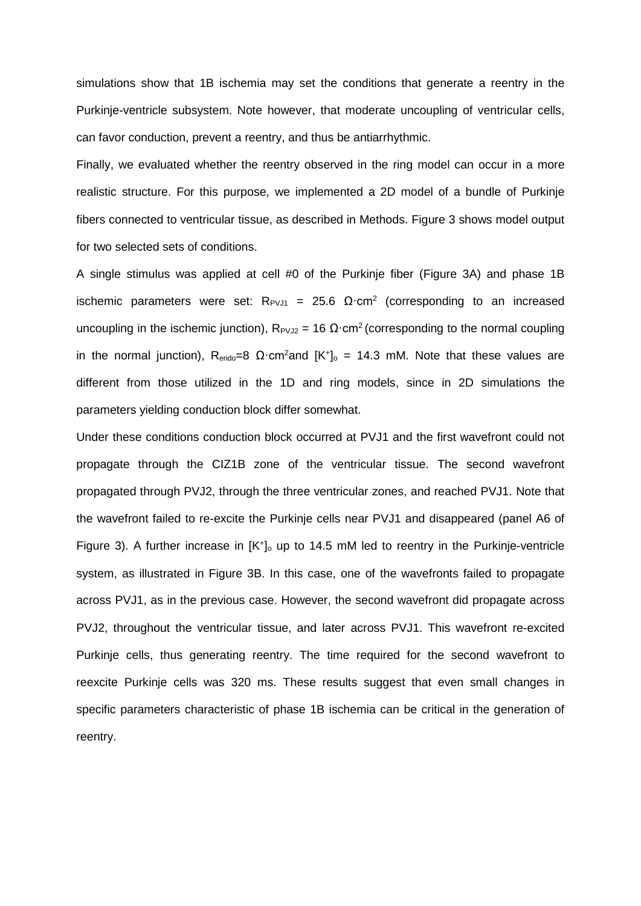simulations show that 1B ischemia may set the conditions that generate a reentry in the Purkinje-ventricle subsystem. Note however, that moderate uncoupling of ventricular cells, can favor conduction, prevent a reentry, and thus be antiarrhythmic.

Finally, we evaluated whether the reentry observed in the ring model can occur in a more realistic structure. For this purpose, we implemented a 2D model of a bundle of Purkinje fibers connected to ventricular tissue, as described in Methods. Figure 3 shows model output for two selected sets of conditions.

A single stimulus was applied at cell #0 of the Purkinje fiber (Figure 3A) and phase 1B ischemic parameters were set: $R_{PVJ1}$ = 25.6 $\Omega \cdot cm^2$ (corresponding to an increased uncoupling in the ischemic junction), $R_{PVJ2}$ = 16 $\Omega \cdot cm^2$ (corresponding to the normal coupling in the normal junction), $R_{endo}$=8 $\Omega \cdot cm^2$ and $[K^+]_o$ = 14.3 mM. Note that these values are different from those utilized in the 1D and ring models, since in 2D simulations the parameters yielding conduction block differ somewhat.

Under these conditions conduction block occurred at PVJ1 and the first wavefront could not propagate through the CIZ1B zone of the ventricular tissue. The second wavefront propagated through PVJ2, through the three ventricular zones, and reached PVJ1. Note that the wavefront failed to re-excite the Purkinje cells near PVJ1 and disappeared (panel A6 of Figure 3). A further increase in $[K^+]_o$ up to 14.5 mM led to reentry in the Purkinje-ventricle system, as illustrated in Figure 3B. In this case, one of the wavefronts failed to propagate across PVJ1, as in the previous case. However, the second wavefront did propagate across PVJ2, throughout the ventricular tissue, and later across PVJ1. This wavefront re-excited Purkinje cells, thus generating reentry. The time required for the second wavefront to reexcite Purkinje cells was 320 ms. These results suggest that even small changes in specific parameters characteristic of phase 1B ischemia can be critical in the generation of reentry.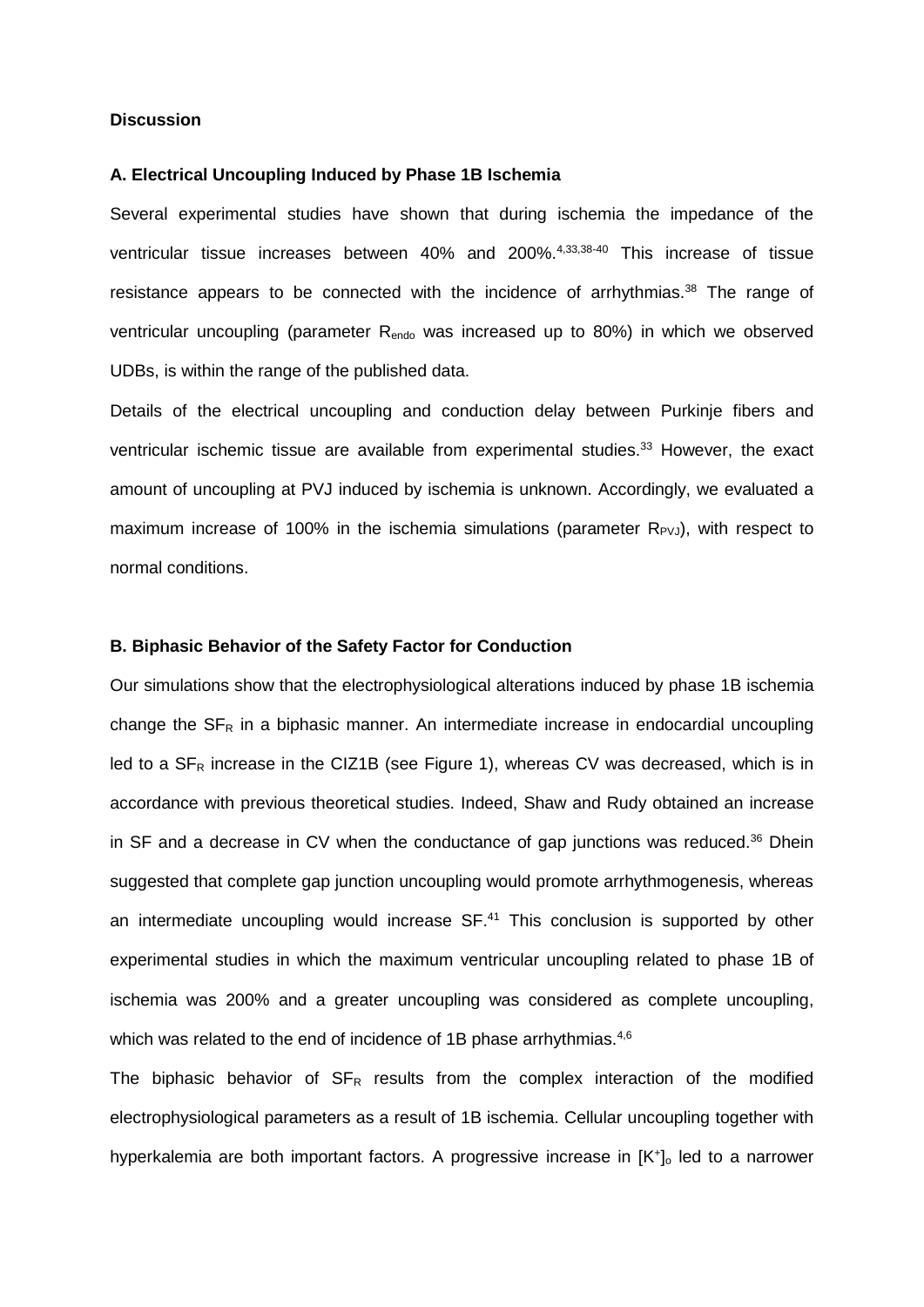## Discussion

### A. Electrical Uncoupling Induced by Phase 1B Ischemia

Several experimental studies have shown that during ischemia the impedance of the ventricular tissue increases between 40% and 200%.[4,33,38-40] This increase of tissue resistance appears to be connected with the incidence of arrhythmias.[38] The range of ventricular uncoupling (parameter $R_{endo}$ was increased up to 80%) in which we observed UDBs, is within the range of the published data.

Details of the electrical uncoupling and conduction delay between Purkinje fibers and ventricular ischemic tissue are available from experimental studies.[33] However, the exact amount of uncoupling at PVJ induced by ischemia is unknown. Accordingly, we evaluated a maximum increase of 100% in the ischemia simulations (parameter $R_{PVJ}$), with respect to normal conditions.

### B. Biphasic Behavior of the Safety Factor for Conduction

Our simulations show that the electrophysiological alterations induced by phase 1B ischemia change the $SF_R$ in a biphasic manner. An intermediate increase in endocardial uncoupling led to a $SF_R$ increase in the CIZ1B (see Figure 1), whereas CV was decreased, which is in accordance with previous theoretical studies. Indeed, Shaw and Rudy obtained an increase in SF and a decrease in CV when the conductance of gap junctions was reduced.[36] Dhein suggested that complete gap junction uncoupling would promote arrhythmogenesis, whereas an intermediate uncoupling would increase SF.[41] This conclusion is supported by other experimental studies in which the maximum ventricular uncoupling related to phase 1B of ischemia was 200% and a greater uncoupling was considered as complete uncoupling, which was related to the end of incidence of 1B phase arrhythmias.[4,6]

The biphasic behavior of $SF_R$ results from the complex interaction of the modified electrophysiological parameters as a result of 1B ischemia. Cellular uncoupling together with hyperkalemia are both important factors. A progressive increase in $[K^+]_o$ led to a narrower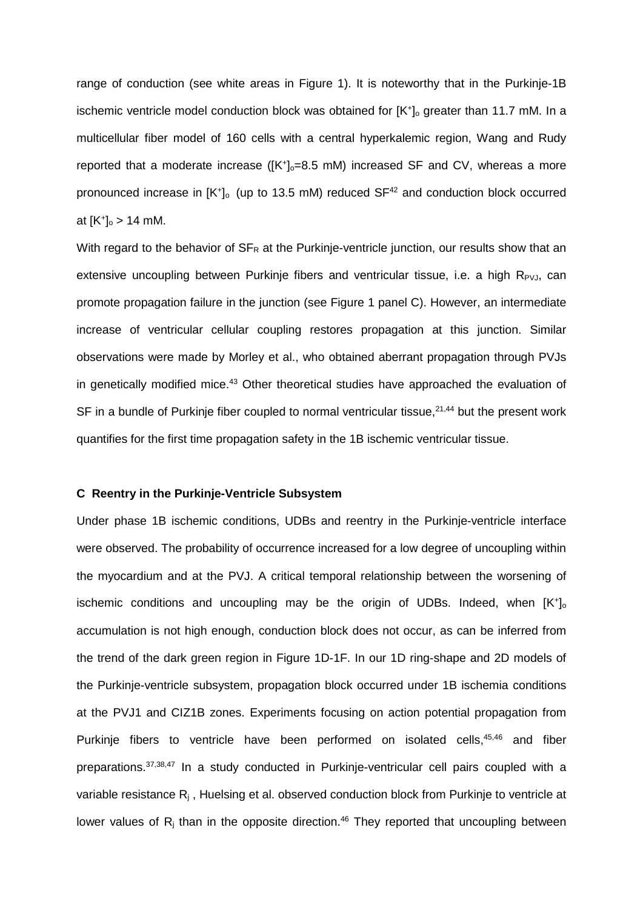range of conduction (see white areas in Figure 1). It is noteworthy that in the Purkinje-1B ischemic ventricle model conduction block was obtained for $[K^+]_o$ greater than 11.7 mM. In a multicellular fiber model of 160 cells with a central hyperkalemic region, Wang and Rudy reported that a moderate increase ($[K^+]_o$=8.5 mM) increased SF and CV, whereas a more pronounced increase in $[K^+]_o$ (up to 13.5 mM) reduced SF[42] and conduction block occurred at $[K^+]_o$ > 14 mM.

With regard to the behavior of $SF_R$ at the Purkinje-ventricle junction, our results show that an extensive uncoupling between Purkinje fibers and ventricular tissue, i.e. a high $R_{PVJ}$, can promote propagation failure in the junction (see Figure 1 panel C). However, an intermediate increase of ventricular cellular coupling restores propagation at this junction. Similar observations were made by Morley et al., who obtained aberrant propagation through PVJs in genetically modified mice.[43] Other theoretical studies have approached the evaluation of SF in a bundle of Purkinje fiber coupled to normal ventricular tissue,[21,44] but the present work quantifies for the first time propagation safety in the 1B ischemic ventricular tissue.

#### C Reentry in the Purkinje-Ventricle Subsystem

Under phase 1B ischemic conditions, UDBs and reentry in the Purkinje-ventricle interface were observed. The probability of occurrence increased for a low degree of uncoupling within the myocardium and at the PVJ. A critical temporal relationship between the worsening of ischemic conditions and uncoupling may be the origin of UDBs. Indeed, when $[K^+]_o$ accumulation is not high enough, conduction block does not occur, as can be inferred from the trend of the dark green region in Figure 1D-1F. In our 1D ring-shape and 2D models of the Purkinje-ventricle subsystem, propagation block occurred under 1B ischemia conditions at the PVJ1 and CIZ1B zones. Experiments focusing on action potential propagation from Purkinje fibers to ventricle have been performed on isolated cells,[45,46] and fiber preparations.[37,38,47] In a study conducted in Purkinje-ventricular cell pairs coupled with a variable resistance $R_j$ , Huelsing et al. observed conduction block from Purkinje to ventricle at lower values of $R_j$ than in the opposite direction.[46] They reported that uncoupling between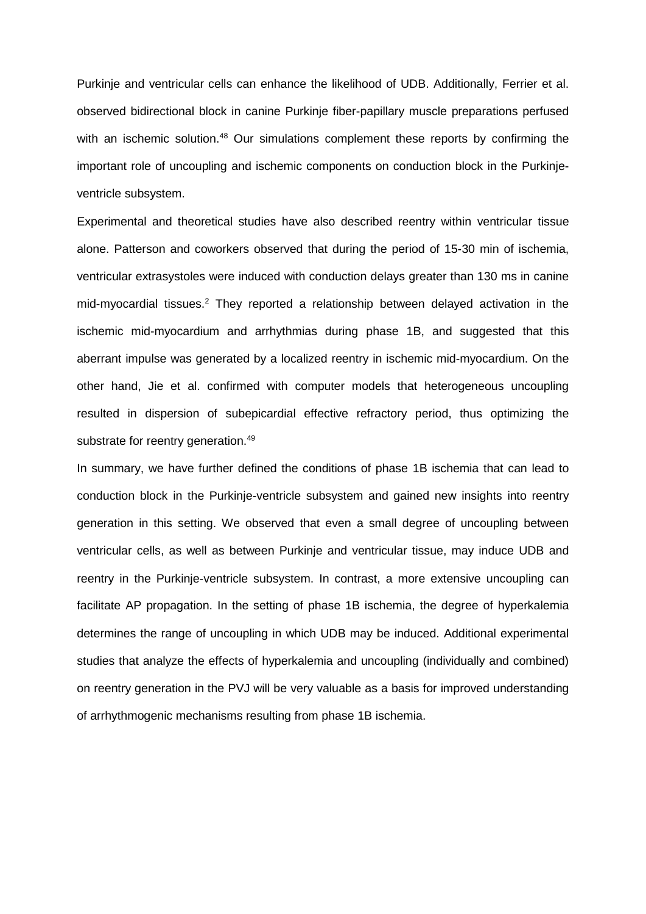Purkinje and ventricular cells can enhance the likelihood of UDB. Additionally, Ferrier et al. observed bidirectional block in canine Purkinje fiber-papillary muscle preparations perfused with an ischemic solution.[48] Our simulations complement these reports by confirming the important role of uncoupling and ischemic components on conduction block in the Purkinje-ventricle subsystem.

Experimental and theoretical studies have also described reentry within ventricular tissue alone. Patterson and coworkers observed that during the period of 15-30 min of ischemia, ventricular extrasystoles were induced with conduction delays greater than 130 ms in canine mid-myocardial tissues.[2] They reported a relationship between delayed activation in the ischemic mid-myocardium and arrhythmias during phase 1B, and suggested that this aberrant impulse was generated by a localized reentry in ischemic mid-myocardium. On the other hand, Jie et al. confirmed with computer models that heterogeneous uncoupling resulted in dispersion of subepicardial effective refractory period, thus optimizing the substrate for reentry generation.[49]

In summary, we have further defined the conditions of phase 1B ischemia that can lead to conduction block in the Purkinje-ventricle subsystem and gained new insights into reentry generation in this setting. We observed that even a small degree of uncoupling between ventricular cells, as well as between Purkinje and ventricular tissue, may induce UDB and reentry in the Purkinje-ventricle subsystem. In contrast, a more extensive uncoupling can facilitate AP propagation. In the setting of phase 1B ischemia, the degree of hyperkalemia determines the range of uncoupling in which UDB may be induced. Additional experimental studies that analyze the effects of hyperkalemia and uncoupling (individually and combined) on reentry generation in the PVJ will be very valuable as a basis for improved understanding of arrhythmogenic mechanisms resulting from phase 1B ischemia.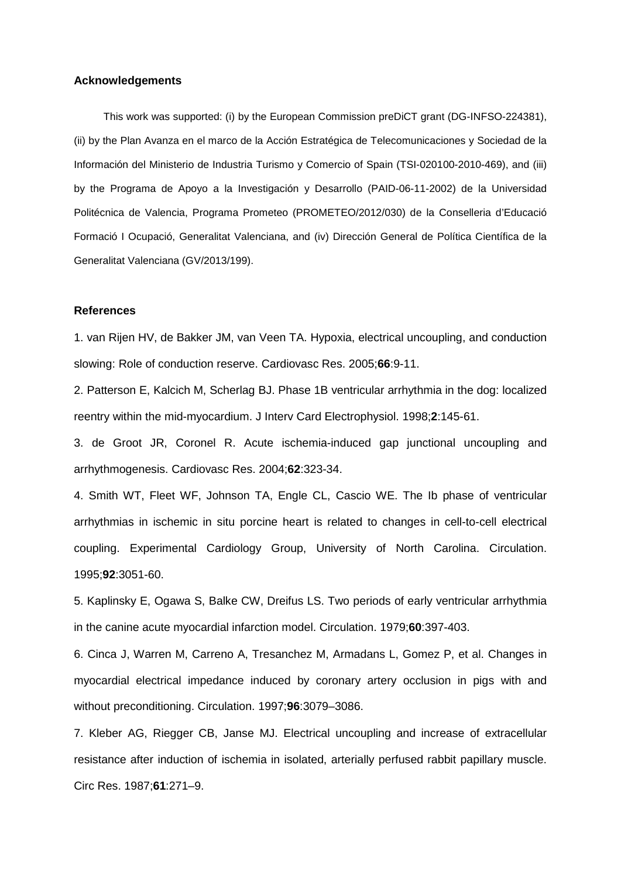## Acknowledgements

This work was supported: (i) by the European Commission preDiCT grant (DG-INFSO-224381), (ii) by the Plan Avanza en el marco de la Acción Estratégica de Telecomunicaciones y Sociedad de la Información del Ministerio de Industria Turismo y Comercio of Spain (TSI-020100-2010-469), and (iii) by the Programa de Apoyo a la Investigación y Desarrollo (PAID-06-11-2002) de la Universidad Politécnica de Valencia, Programa Prometeo (PROMETEO/2012/030) de la Conselleria d'Educació Formació I Ocupació, Generalitat Valenciana, and (iv) Dirección General de Política Científica de la Generalitat Valenciana (GV/2013/199).

## References

1. van Rijen HV, de Bakker JM, van Veen TA. Hypoxia, electrical uncoupling, and conduction slowing: Role of conduction reserve. Cardiovasc Res. 2005;**66**:9-11.

2. Patterson E, Kalcich M, Scherlag BJ. Phase 1B ventricular arrhythmia in the dog: localized reentry within the mid-myocardium. J Interv Card Electrophysiol. 1998;**2**:145-61.

3. de Groot JR, Coronel R. Acute ischemia-induced gap junctional uncoupling and arrhythmogenesis. Cardiovasc Res. 2004;**62**:323-34.

4. Smith WT, Fleet WF, Johnson TA, Engle CL, Cascio WE. The Ib phase of ventricular arrhythmias in ischemic in situ porcine heart is related to changes in cell-to-cell electrical coupling. Experimental Cardiology Group, University of North Carolina. Circulation. 1995;**92**:3051-60.

5. Kaplinsky E, Ogawa S, Balke CW, Dreifus LS. Two periods of early ventricular arrhythmia in the canine acute myocardial infarction model. Circulation. 1979;**60**:397-403.

6. Cinca J, Warren M, Carreno A, Tresanchez M, Armadans L, Gomez P, et al. Changes in myocardial electrical impedance induced by coronary artery occlusion in pigs with and without preconditioning. Circulation. 1997;**96**:3079–3086.

7. Kleber AG, Riegger CB, Janse MJ. Electrical uncoupling and increase of extracellular resistance after induction of ischemia in isolated, arterially perfused rabbit papillary muscle. Circ Res. 1987;**61**:271–9.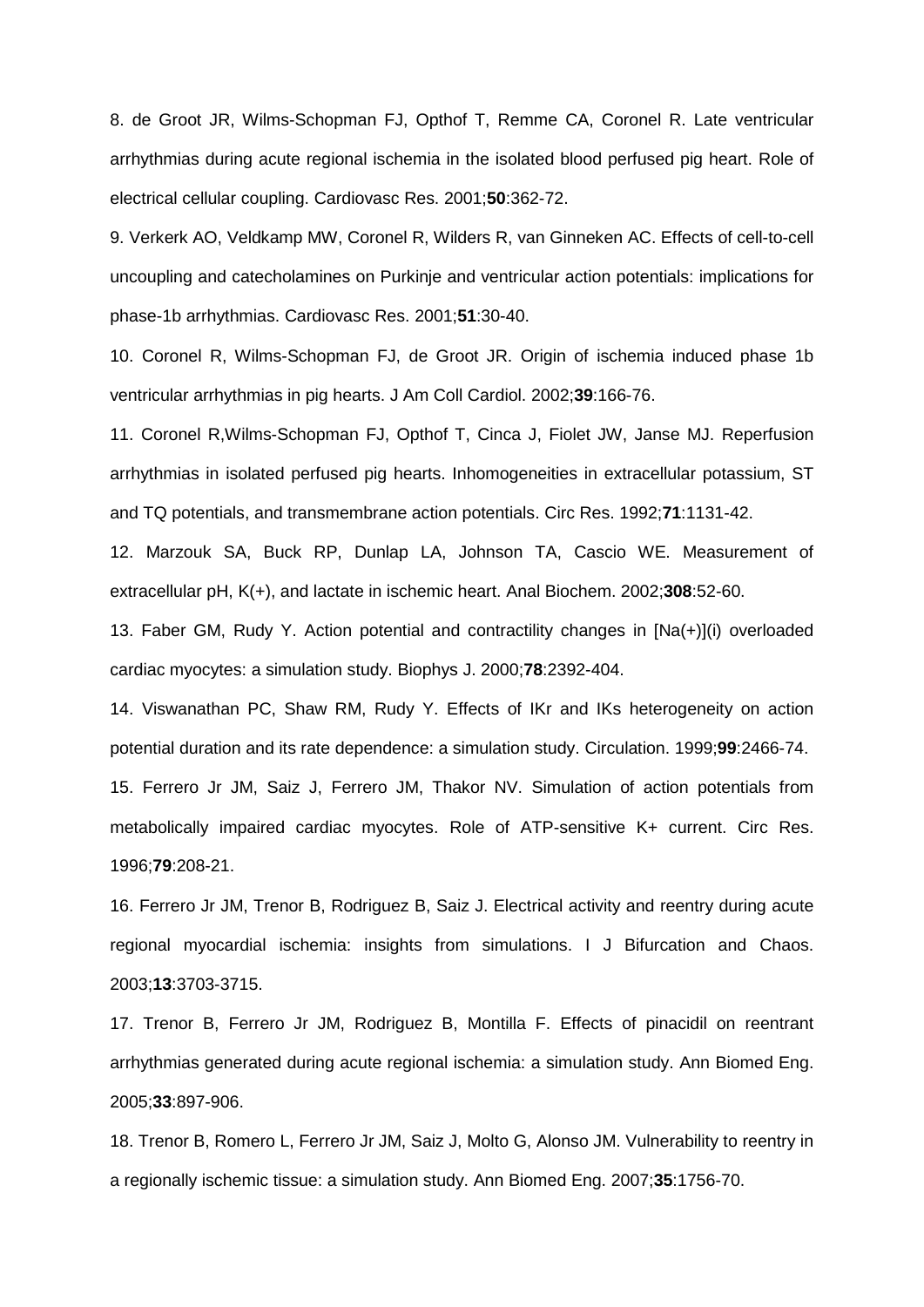8. de Groot JR, Wilms-Schopman FJ, Opthof T, Remme CA, Coronel R. Late ventricular arrhythmias during acute regional ischemia in the isolated blood perfused pig heart. Role of electrical cellular coupling. Cardiovasc Res. 2001;**50**:362-72.

9. Verkerk AO, Veldkamp MW, Coronel R, Wilders R, van Ginneken AC. Effects of cell-to-cell uncoupling and catecholamines on Purkinje and ventricular action potentials: implications for phase-1b arrhythmias. Cardiovasc Res. 2001;**51**:30-40.

10. Coronel R, Wilms-Schopman FJ, de Groot JR. Origin of ischemia induced phase 1b ventricular arrhythmias in pig hearts. J Am Coll Cardiol. 2002;**39**:166-76.

11. Coronel R,Wilms-Schopman FJ, Opthof T, Cinca J, Fiolet JW, Janse MJ. Reperfusion arrhythmias in isolated perfused pig hearts. Inhomogeneities in extracellular potassium, ST and TQ potentials, and transmembrane action potentials. Circ Res. 1992;**71**:1131-42.

12. Marzouk SA, Buck RP, Dunlap LA, Johnson TA, Cascio WE. Measurement of extracellular pH, K(+), and lactate in ischemic heart. Anal Biochem. 2002;**308**:52-60.

13. Faber GM, Rudy Y. Action potential and contractility changes in [Na(+)](i) overloaded cardiac myocytes: a simulation study. Biophys J. 2000;**78**:2392-404.

14. Viswanathan PC, Shaw RM, Rudy Y. Effects of IKr and IKs heterogeneity on action potential duration and its rate dependence: a simulation study. Circulation. 1999;**99**:2466-74.

15. Ferrero Jr JM, Saiz J, Ferrero JM, Thakor NV. Simulation of action potentials from metabolically impaired cardiac myocytes. Role of ATP-sensitive K+ current. Circ Res. 1996;**79**:208-21.

16. Ferrero Jr JM, Trenor B, Rodriguez B, Saiz J. Electrical activity and reentry during acute regional myocardial ischemia: insights from simulations. I J Bifurcation and Chaos. 2003;**13**:3703-3715.

17. Trenor B, Ferrero Jr JM, Rodriguez B, Montilla F. Effects of pinacidil on reentrant arrhythmias generated during acute regional ischemia: a simulation study. Ann Biomed Eng. 2005;**33**:897-906.

18. Trenor B, Romero L, Ferrero Jr JM, Saiz J, Molto G, Alonso JM. Vulnerability to reentry in a regionally ischemic tissue: a simulation study. Ann Biomed Eng. 2007;**35**:1756-70.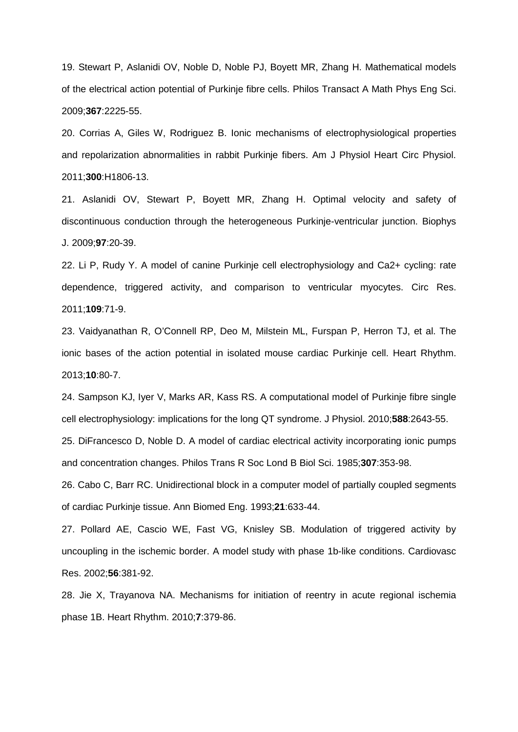19. Stewart P, Aslanidi OV, Noble D, Noble PJ, Boyett MR, Zhang H. Mathematical models of the electrical action potential of Purkinje fibre cells. Philos Transact A Math Phys Eng Sci. 2009;**367**:2225-55.

20. Corrias A, Giles W, Rodriguez B. Ionic mechanisms of electrophysiological properties and repolarization abnormalities in rabbit Purkinje fibers. Am J Physiol Heart Circ Physiol. 2011;**300**:H1806-13.

21. Aslanidi OV, Stewart P, Boyett MR, Zhang H. Optimal velocity and safety of discontinuous conduction through the heterogeneous Purkinje-ventricular junction. Biophys J. 2009;**97**:20-39.

22. Li P, Rudy Y. A model of canine Purkinje cell electrophysiology and Ca2+ cycling: rate dependence, triggered activity, and comparison to ventricular myocytes. Circ Res. 2011;**109**:71-9.

23. Vaidyanathan R, O'Connell RP, Deo M, Milstein ML, Furspan P, Herron TJ, et al. The ionic bases of the action potential in isolated mouse cardiac Purkinje cell. Heart Rhythm. 2013;**10**:80-7.

24. Sampson KJ, Iyer V, Marks AR, Kass RS. A computational model of Purkinje fibre single cell electrophysiology: implications for the long QT syndrome. J Physiol. 2010;**588**:2643-55.

25. DiFrancesco D, Noble D. A model of cardiac electrical activity incorporating ionic pumps and concentration changes. Philos Trans R Soc Lond B Biol Sci. 1985;**307**:353-98.

26. Cabo C, Barr RC. Unidirectional block in a computer model of partially coupled segments of cardiac Purkinje tissue. Ann Biomed Eng. 1993;**21**:633-44.

27. Pollard AE, Cascio WE, Fast VG, Knisley SB. Modulation of triggered activity by uncoupling in the ischemic border. A model study with phase 1b-like conditions. Cardiovasc Res. 2002;**56**:381-92.

28. Jie X, Trayanova NA. Mechanisms for initiation of reentry in acute regional ischemia phase 1B. Heart Rhythm. 2010;**7**:379-86.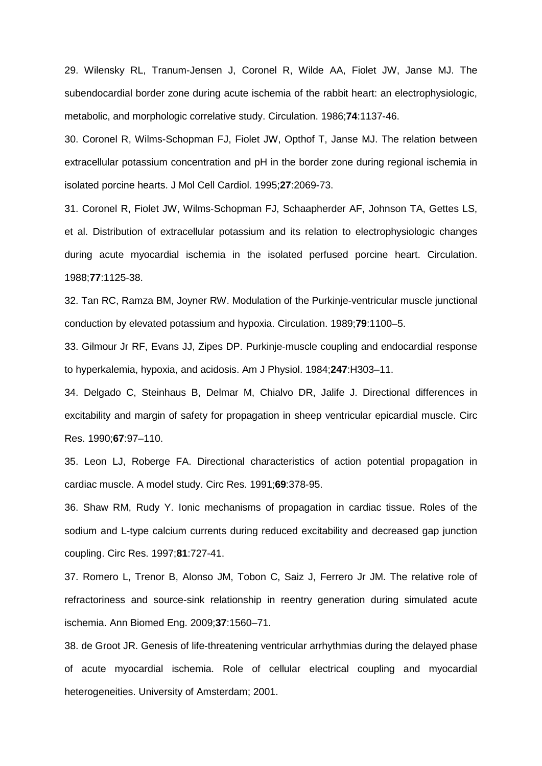29. Wilensky RL, Tranum-Jensen J, Coronel R, Wilde AA, Fiolet JW, Janse MJ. The subendocardial border zone during acute ischemia of the rabbit heart: an electrophysiologic, metabolic, and morphologic correlative study. Circulation. 1986;**74**:1137-46.

30. Coronel R, Wilms-Schopman FJ, Fiolet JW, Opthof T, Janse MJ. The relation between extracellular potassium concentration and pH in the border zone during regional ischemia in isolated porcine hearts. J Mol Cell Cardiol. 1995;**27**:2069-73.

31. Coronel R, Fiolet JW, Wilms-Schopman FJ, Schaapherder AF, Johnson TA, Gettes LS, et al. Distribution of extracellular potassium and its relation to electrophysiologic changes during acute myocardial ischemia in the isolated perfused porcine heart. Circulation. 1988;**77**:1125-38.

32. Tan RC, Ramza BM, Joyner RW. Modulation of the Purkinje-ventricular muscle junctional conduction by elevated potassium and hypoxia. Circulation. 1989;**79**:1100–5.

33. Gilmour Jr RF, Evans JJ, Zipes DP. Purkinje-muscle coupling and endocardial response to hyperkalemia, hypoxia, and acidosis. Am J Physiol. 1984;**247**:H303–11.

34. Delgado C, Steinhaus B, Delmar M, Chialvo DR, Jalife J. Directional differences in excitability and margin of safety for propagation in sheep ventricular epicardial muscle. Circ Res. 1990;**67**:97–110.

35. Leon LJ, Roberge FA. Directional characteristics of action potential propagation in cardiac muscle. A model study. Circ Res. 1991;**69**:378-95.

36. Shaw RM, Rudy Y. Ionic mechanisms of propagation in cardiac tissue. Roles of the sodium and L-type calcium currents during reduced excitability and decreased gap junction coupling. Circ Res. 1997;**81**:727-41.

37. Romero L, Trenor B, Alonso JM, Tobon C, Saiz J, Ferrero Jr JM. The relative role of refractoriness and source-sink relationship in reentry generation during simulated acute ischemia. Ann Biomed Eng. 2009;**37**:1560–71.

38. de Groot JR. Genesis of life-threatening ventricular arrhythmias during the delayed phase of acute myocardial ischemia. Role of cellular electrical coupling and myocardial heterogeneities. University of Amsterdam; 2001.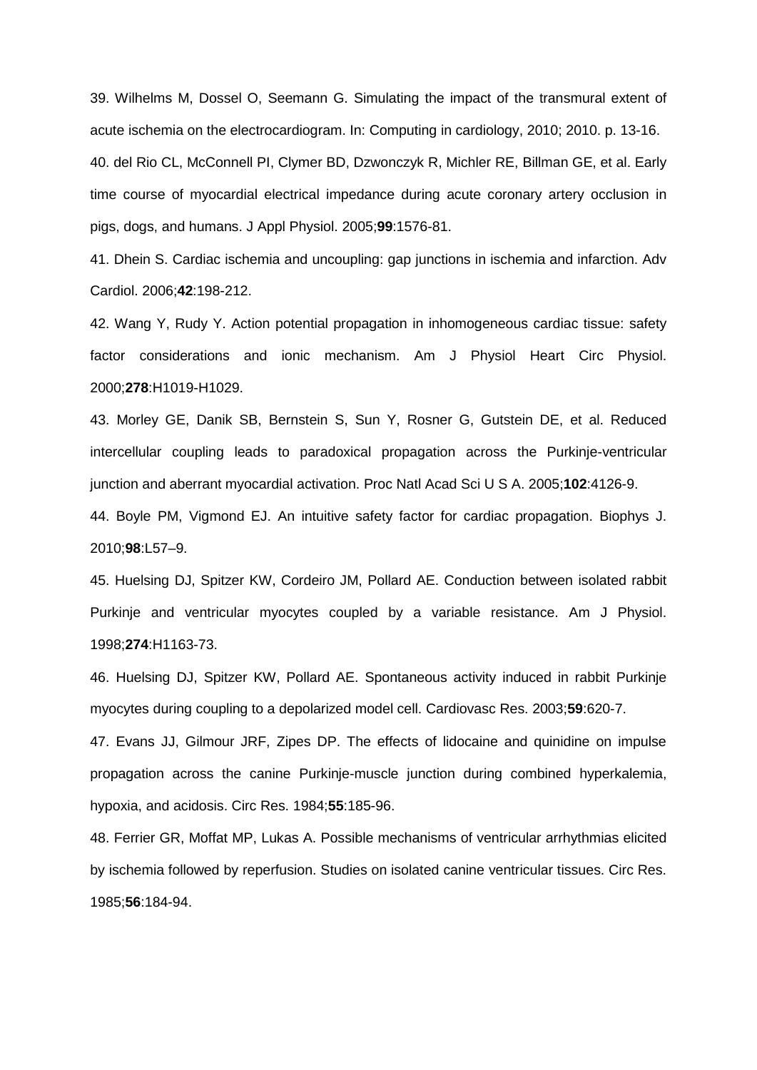39. Wilhelms M, Dossel O, Seemann G. Simulating the impact of the transmural extent of acute ischemia on the electrocardiogram. In: Computing in cardiology, 2010; 2010. p. 13-16.

40. del Rio CL, McConnell PI, Clymer BD, Dzwonczyk R, Michler RE, Billman GE, et al. Early time course of myocardial electrical impedance during acute coronary artery occlusion in pigs, dogs, and humans. J Appl Physiol. 2005;**99**:1576-81.

41. Dhein S. Cardiac ischemia and uncoupling: gap junctions in ischemia and infarction. Adv Cardiol. 2006;**42**:198-212.

42. Wang Y, Rudy Y. Action potential propagation in inhomogeneous cardiac tissue: safety factor considerations and ionic mechanism. Am J Physiol Heart Circ Physiol. 2000;**278**:H1019-H1029.

43. Morley GE, Danik SB, Bernstein S, Sun Y, Rosner G, Gutstein DE, et al. Reduced intercellular coupling leads to paradoxical propagation across the Purkinje-ventricular junction and aberrant myocardial activation. Proc Natl Acad Sci U S A. 2005;**102**:4126-9.

44. Boyle PM, Vigmond EJ. An intuitive safety factor for cardiac propagation. Biophys J. 2010;**98**:L57–9.

45. Huelsing DJ, Spitzer KW, Cordeiro JM, Pollard AE. Conduction between isolated rabbit Purkinje and ventricular myocytes coupled by a variable resistance. Am J Physiol. 1998;**274**:H1163-73.

46. Huelsing DJ, Spitzer KW, Pollard AE. Spontaneous activity induced in rabbit Purkinje myocytes during coupling to a depolarized model cell. Cardiovasc Res. 2003;**59**:620-7.

47. Evans JJ, Gilmour JRF, Zipes DP. The effects of lidocaine and quinidine on impulse propagation across the canine Purkinje-muscle junction during combined hyperkalemia, hypoxia, and acidosis. Circ Res. 1984;**55**:185-96.

48. Ferrier GR, Moffat MP, Lukas A. Possible mechanisms of ventricular arrhythmias elicited by ischemia followed by reperfusion. Studies on isolated canine ventricular tissues. Circ Res. 1985;**56**:184-94.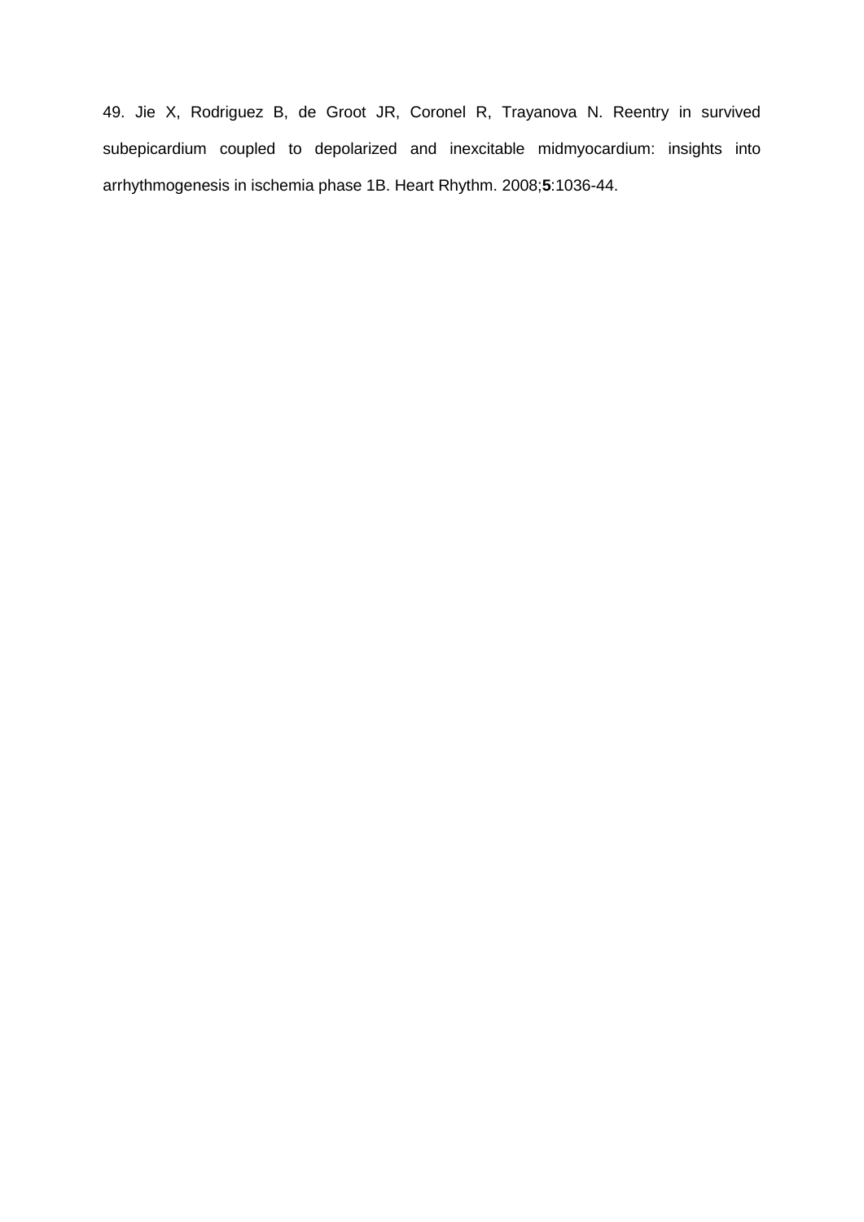49. Jie X, Rodriguez B, de Groot JR, Coronel R, Trayanova N. Reentry in survived subepicardium coupled to depolarized and inexcitable midmyocardium: insights into arrhythmogenesis in ischemia phase 1B. Heart Rhythm. 2008;**5**:1036-44.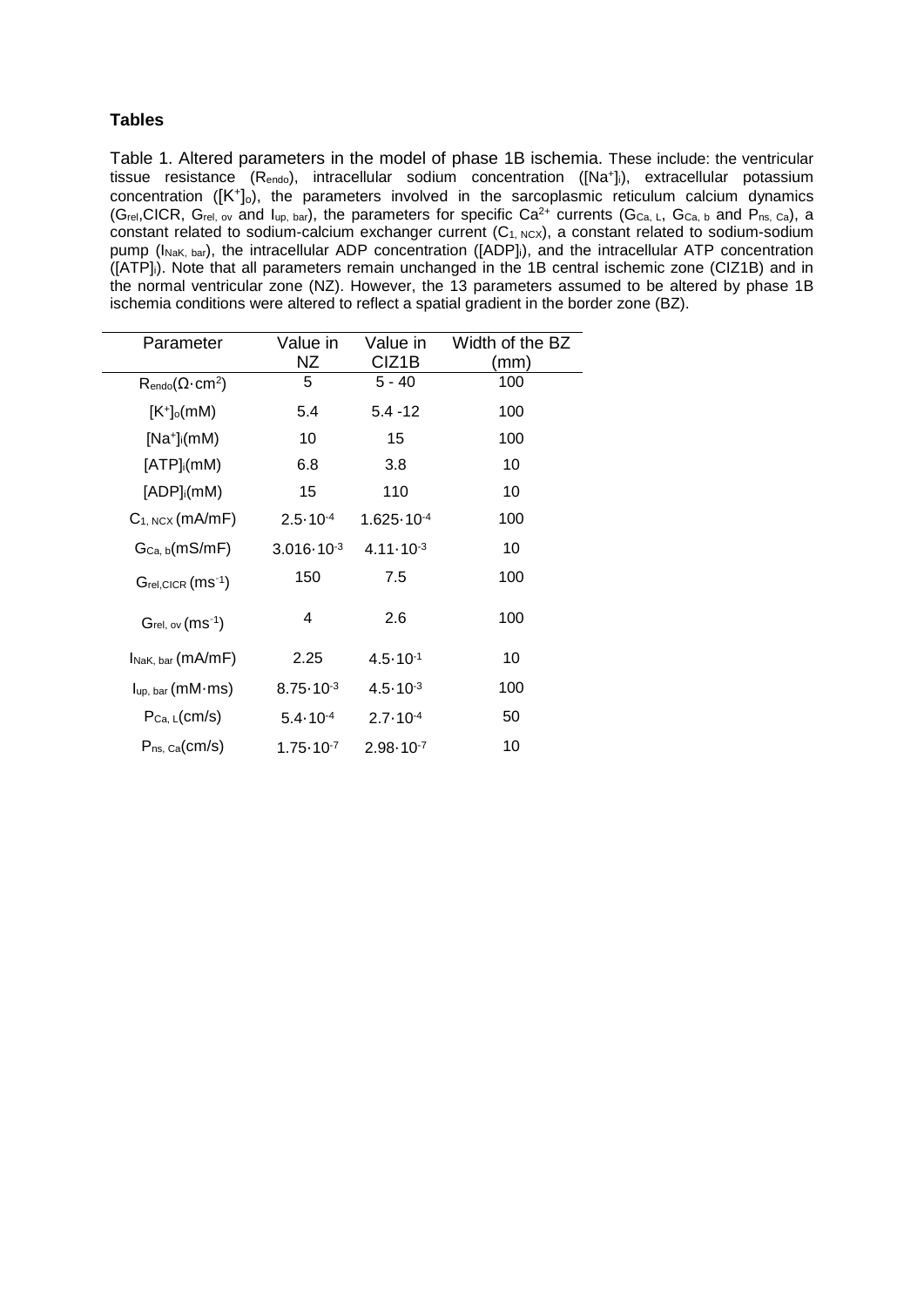# Tables

Table 1. Altered parameters in the model of phase 1B ischemia. These include: the ventricular tissue resistance ($R_{endo}$), intracellular sodium concentration ($[Na^+]_i$), extracellular potassium concentration ($[K^+]_o$), the parameters involved in the sarcoplasmic reticulum calcium dynamics ($G_{rel}$,CICR, $G_{rel,\ ov}$ and $I_{up,\ bar}$), the parameters for specific $Ca^{2+}$ currents ($G_{Ca,\ L}$, $G_{Ca,\ b}$ and $P_{ns,\ Ca}$), a constant related to sodium-calcium exchanger current ($C_{1,\ NCX}$), a constant related to sodium-sodium pump ($I_{NaK,\ bar}$), the intracellular ADP concentration ($[ADP]_i$), and the intracellular ATP concentration ($[ATP]_i$). Note that all parameters remain unchanged in the 1B central ischemic zone (CIZ1B) and in the normal ventricular zone (NZ). However, the 13 parameters assumed to be altered by phase 1B ischemia conditions were altered to reflect a spatial gradient in the border zone (BZ).

| Parameter | Value in NZ | Value in CIZ1B | Width of the BZ (mm) |
|---|---|---|---|
| $R_{endo}(\Omega\cdot cm^2)$ | 5 | 5 - 40 | 100 |
| $[K^+]_o$(mM) | 5.4 | 5.4 -12 | 100 |
| $[Na^+]_i$(mM) | 10 | 15 | 100 |
| $[ATP]_i$(mM) | 6.8 | 3.8 | 10 |
| $[ADP]_i$(mM) | 15 | 110 | 10 |
| $C_{1,\ NCX}$ (mA/mF) | $2.5\cdot 10^{-4}$ | $1.625\cdot 10^{-4}$ | 100 |
| $G_{Ca,\ b}$(mS/mF) | $3.016\cdot 10^{-3}$ | $4.11\cdot 10^{-3}$ | 10 |
| $G_{rel,CICR}$ ($ms^{-1}$) | 150 | 7.5 | 100 |
| $G_{rel,\ ov}$ ($ms^{-1}$) | 4 | 2.6 | 100 |
| $I_{NaK,\ bar}$ (mA/mF) | 2.25 | $4.5\cdot 10^{-1}$ | 10 |
| $I_{up,\ bar}$ (mM·ms) | $8.75\cdot 10^{-3}$ | $4.5\cdot 10^{-3}$ | 100 |
| $P_{Ca,\ L}$(cm/s) | $5.4\cdot 10^{-4}$ | $2.7\cdot 10^{-4}$ | 50 |
| $P_{ns,\ Ca}$(cm/s) | $1.75\cdot 10^{-7}$ | $2.98\cdot 10^{-7}$ | 10 |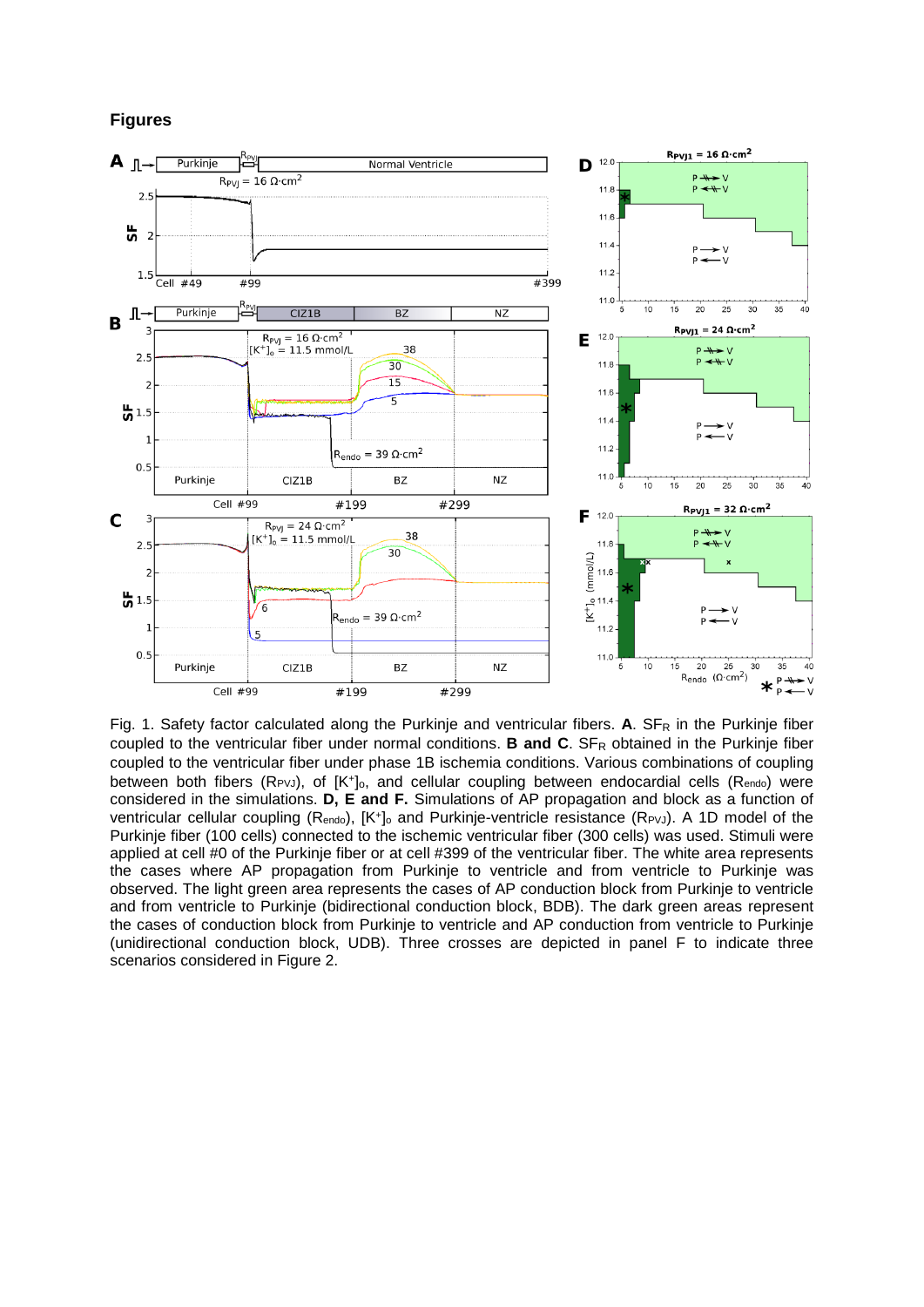## Figures

Fig. 1. Safety factor calculated along the Purkinje and ventricular fibers. **A**. $SF_R$ in the Purkinje fiber coupled to the ventricular fiber under normal conditions. **B and C**. $SF_R$ obtained in the Purkinje fiber coupled to the ventricular fiber under phase 1B ischemia conditions. Various combinations of coupling between both fibers ($R_{PVJ}$), of $[K^+]_o$, and cellular coupling between endocardial cells ($R_{endo}$) were considered in the simulations. **D, E and F.** Simulations of AP propagation and block as a function of ventricular cellular coupling ($R_{endo}$), $[K^+]_o$ and Purkinje-ventricle resistance ($R_{PVJ}$). A 1D model of the Purkinje fiber (100 cells) connected to the ischemic ventricular fiber (300 cells) was used. Stimuli were applied at cell #0 of the Purkinje fiber or at cell #399 of the ventricular fiber. The white area represents the cases where AP propagation from Purkinje to ventricle and from ventricle to Purkinje was observed. The light green area represents the cases of AP conduction block from Purkinje to ventricle and from ventricle to Purkinje (bidirectional conduction block, BDB). The dark green areas represent the cases of conduction block from Purkinje to ventricle and AP conduction from ventricle to Purkinje (unidirectional conduction block, UDB). Three crosses are depicted in panel F to indicate three scenarios considered in Figure 2.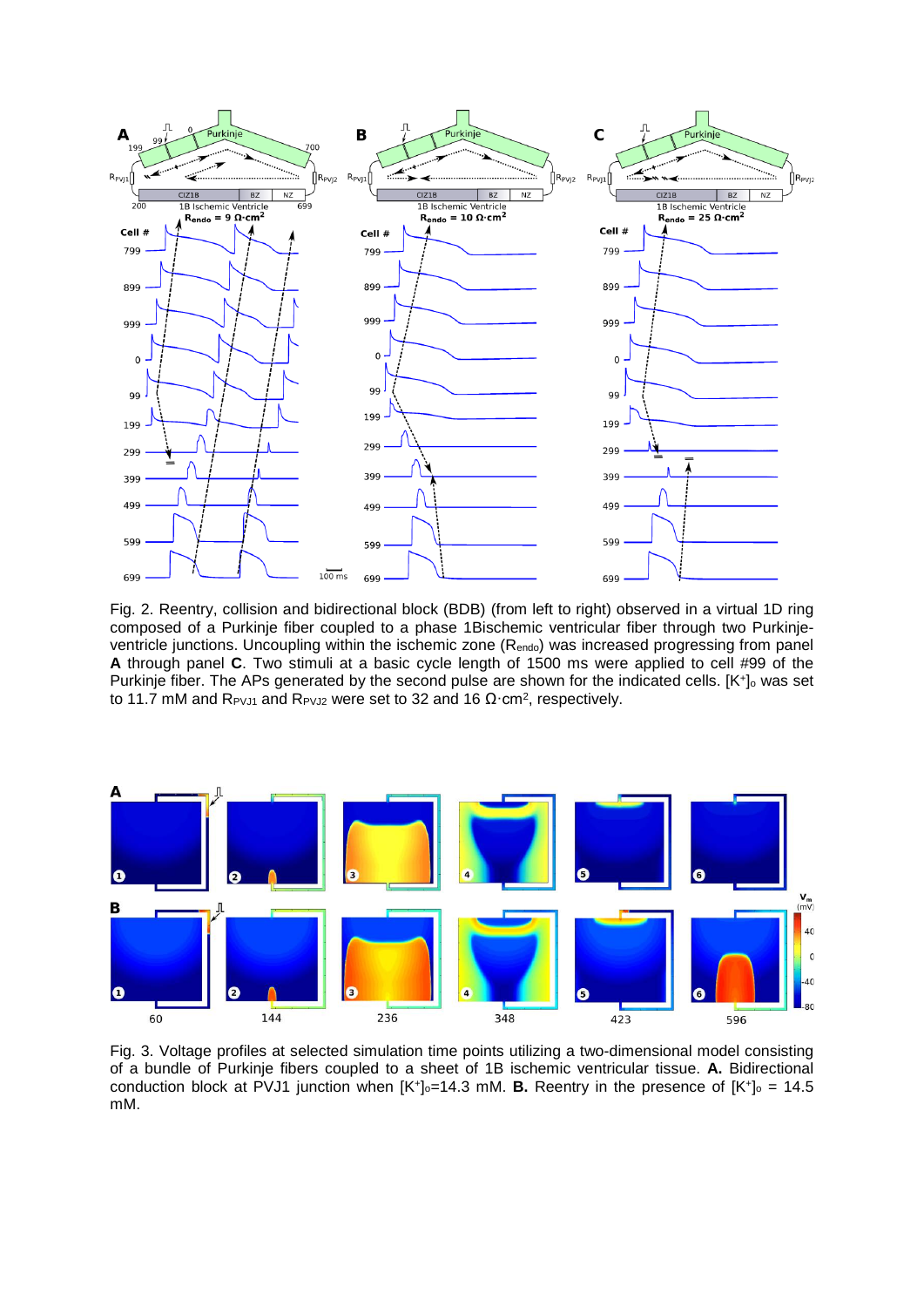A

Purkinje

199 99 0 700

$R_{PVJ1}$ $R_{PVJ2}$

CIZ1B BZ NZ

200 1B Ischemic Ventricle 699

$R_{endo}$ = 9 Ω·cm²

Cell #

799 899 999 0 99 199 299 399 499 599 699

100 ms

B

Purkinje

$R_{PVJ1}$ $R_{PVJ2}$

CIZ1B BZ NZ

1B Ischemic Ventricle

$R_{endo}$ = 10 Ω·cm²

Cell #

799 899 999 0 99 199 299 399 499 599 699

C

Purkinje

$R_{PVJ1}$ $R_{PVJ2}$

CIZ1B BZ NZ

1B Ischemic Ventricle

$R_{endo}$ = 25 Ω·cm²

Cell #

799 899 999 0 99 199 299 399 499 599 699

Fig. 2. Reentry, collision and bidirectional block (BDB) (from left to right) observed in a virtual 1D ring composed of a Purkinje fiber coupled to a phase 1Bischemic ventricular fiber through two Purkinje-ventricle junctions. Uncoupling within the ischemic zone ($R_{endo}$) was increased progressing from panel **A** through panel **C**. Two stimuli at a basic cycle length of 1500 ms were applied to cell #99 of the Purkinje fiber. The APs generated by the second pulse are shown for the indicated cells. $[K^+]_o$ was set to 11.7 mM and $R_{PVJ1}$ and $R_{PVJ2}$ were set to 32 and 16 $\Omega \cdot cm^2$, respectively.

A

1 2 3 4 5 6

B

1 2 3 4 5 6

60 144 236 348 423 596

$V_m$ (mV)

40 0 -40 -80

Fig. 3. Voltage profiles at selected simulation time points utilizing a two-dimensional model consisting of a bundle of Purkinje fibers coupled to a sheet of 1B ischemic ventricular tissue. **A.** Bidirectional conduction block at PVJ1 junction when $[K^+]_o$=14.3 mM. **B.** Reentry in the presence of $[K^+]_o$ = 14.5 mM.